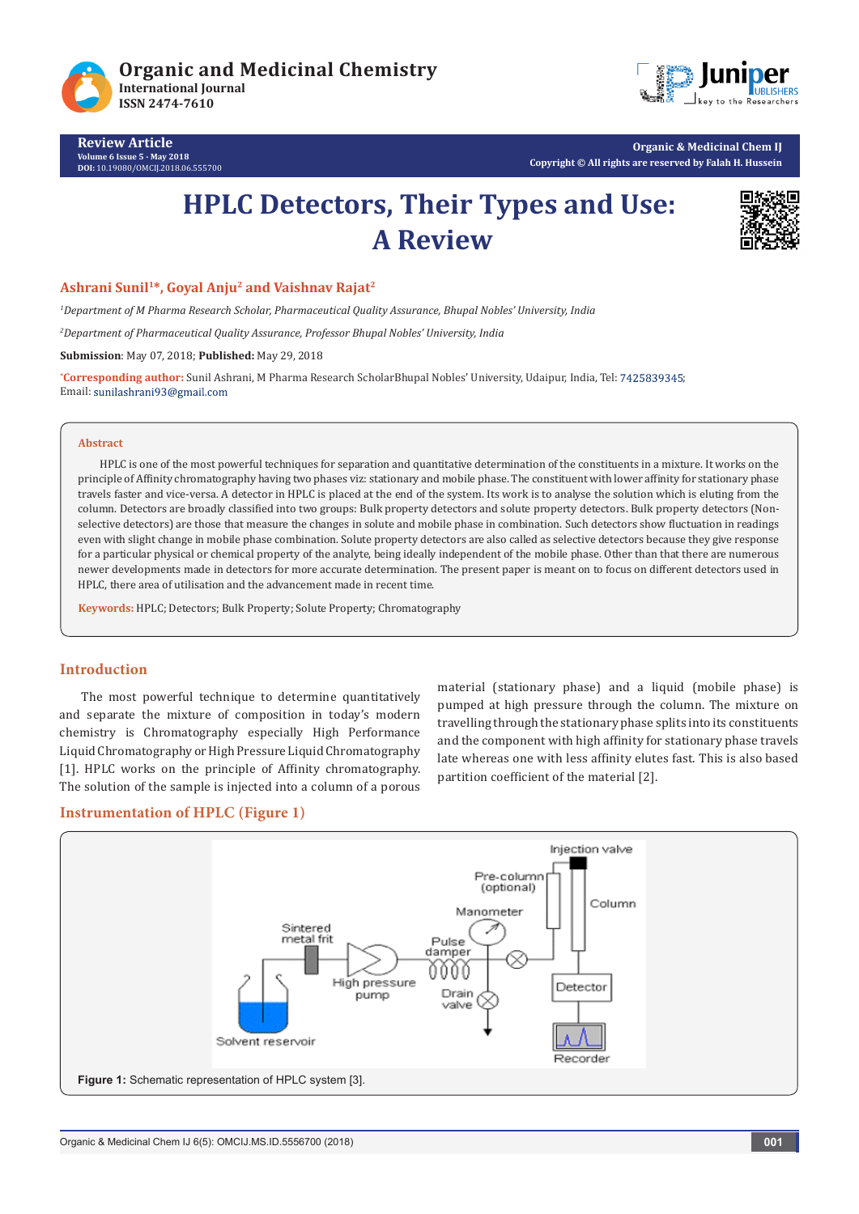Organic and Medicinal Chemistry
International Journal
ISSN 2474-7610

**Review Article**
Volume 6 Issue 5 - May 2018
DOI: 10.19080/OMCIJ.2018.06.555700

Organic & Medicinal Chem IJ
Copyright © All rights are reserved by Falah H. Hussein

# HPLC Detectors, Their Types and Use: A Review

**Ashrani Sunil[1]*, Goyal Anju[2] and Vaishnav Rajat[2]**

[1]*Department of M Pharma Research Scholar, Pharmaceutical Quality Assurance, Bhupal Nobles' University, India*

[2]*Department of Pharmaceutical Quality Assurance, Professor Bhupal Nobles' University, India*

**Submission**: May 07, 2018; **Published:** May 29, 2018

*Corresponding author: Sunil Ashrani, M Pharma Research ScholarBhupal Nobles' University, Udaipur, India, Tel: 7425839345; Email: sunilashrani93@gmail.com

## Abstract

HPLC is one of the most powerful techniques for separation and quantitative determination of the constituents in a mixture. It works on the principle of Affinity chromatography having two phases viz: stationary and mobile phase. The constituent with lower affinity for stationary phase travels faster and vice-versa. A detector in HPLC is placed at the end of the system. Its work is to analyse the solution which is eluting from the column. Detectors are broadly classified into two groups: Bulk property detectors and solute property detectors. Bulk property detectors (Non-selective detectors) are those that measure the changes in solute and mobile phase in combination. Such detectors show fluctuation in readings even with slight change in mobile phase combination. Solute property detectors are also called as selective detectors because they give response for a particular physical or chemical property of the analyte, being ideally independent of the mobile phase. Other than that there are numerous newer developments made in detectors for more accurate determination. The present paper is meant on to focus on different detectors used in HPLC, there area of utilisation and the advancement made in recent time.

**Keywords:** HPLC; Detectors; Bulk Property; Solute Property; Chromatography

## Introduction

The most powerful technique to determine quantitatively and separate the mixture of composition in today's modern chemistry is Chromatography especially High Performance Liquid Chromatography or High Pressure Liquid Chromatography [1]. HPLC works on the principle of Affinity chromatography. The solution of the sample is injected into a column of a porous material (stationary phase) and a liquid (mobile phase) is pumped at high pressure through the column. The mixture on travelling through the stationary phase splits into its constituents and the component with high affinity for stationary phase travels late whereas one with less affinity elutes fast. This is also based partition coefficient of the material [2].

## Instrumentation of HPLC (Figure 1)

**Figure 1:** Schematic representation of HPLC system [3].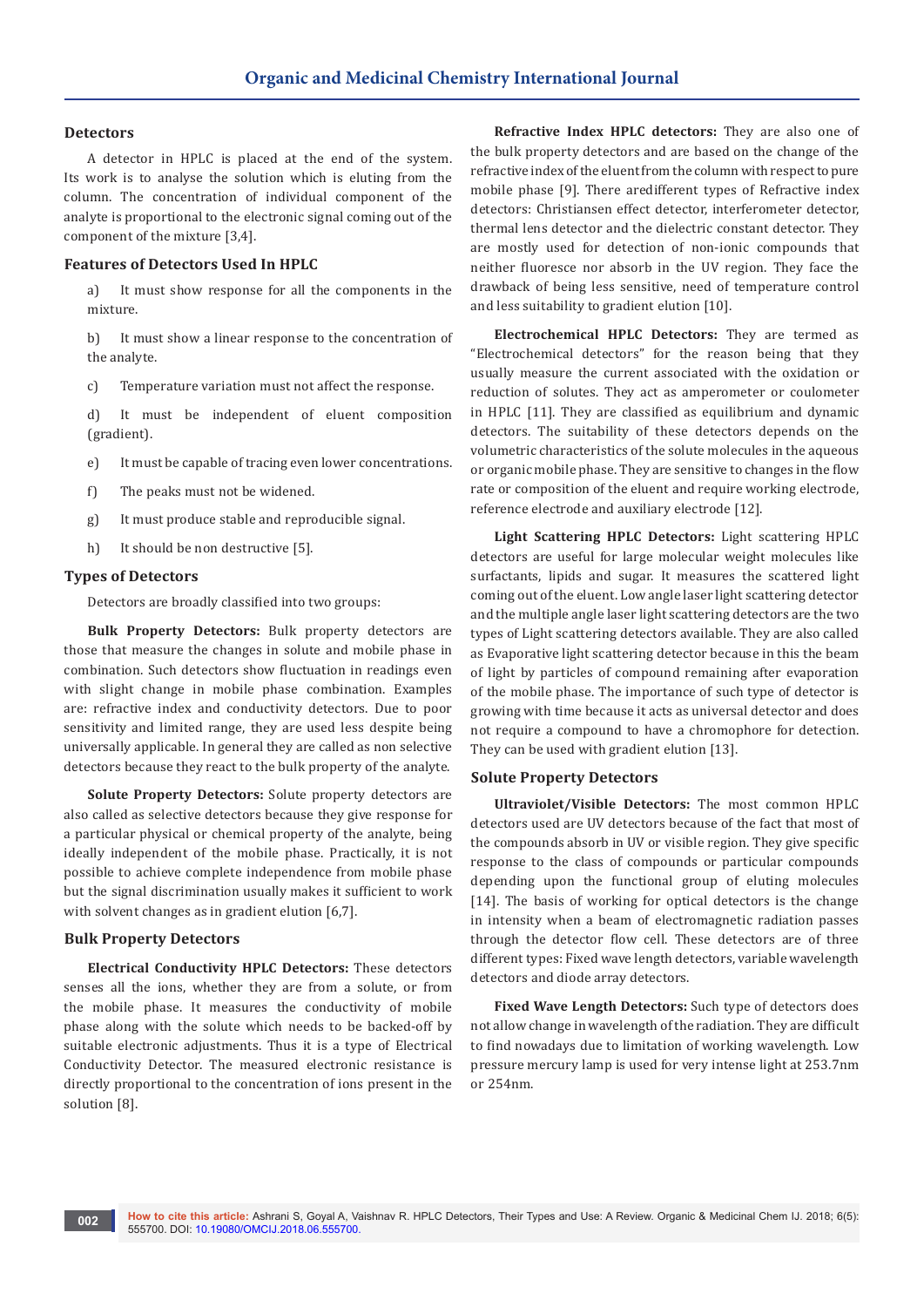## Detectors

A detector in HPLC is placed at the end of the system. Its work is to analyse the solution which is eluting from the column. The concentration of individual component of the analyte is proportional to the electronic signal coming out of the component of the mixture [3,4].

## Features of Detectors Used In HPLC

a) It must show response for all the components in the mixture.

b) It must show a linear response to the concentration of the analyte.

c) Temperature variation must not affect the response.

d) It must be independent of eluent composition (gradient).

e) It must be capable of tracing even lower concentrations.

f) The peaks must not be widened.

g) It must produce stable and reproducible signal.

h) It should be non destructive [5].

## Types of Detectors

Detectors are broadly classified into two groups:

**Bulk Property Detectors:** Bulk property detectors are those that measure the changes in solute and mobile phase in combination. Such detectors show fluctuation in readings even with slight change in mobile phase combination. Examples are: refractive index and conductivity detectors. Due to poor sensitivity and limited range, they are used less despite being universally applicable. In general they are called as non selective detectors because they react to the bulk property of the analyte.

**Solute Property Detectors:** Solute property detectors are also called as selective detectors because they give response for a particular physical or chemical property of the analyte, being ideally independent of the mobile phase. Practically, it is not possible to achieve complete independence from mobile phase but the signal discrimination usually makes it sufficient to work with solvent changes as in gradient elution [6,7].

## Bulk Property Detectors

**Electrical Conductivity HPLC Detectors:** These detectors senses all the ions, whether they are from a solute, or from the mobile phase. It measures the conductivity of mobile phase along with the solute which needs to be backed-off by suitable electronic adjustments. Thus it is a type of Electrical Conductivity Detector. The measured electronic resistance is directly proportional to the concentration of ions present in the solution [8].

**Refractive Index HPLC detectors:** They are also one of the bulk property detectors and are based on the change of the refractive index of the eluent from the column with respect to pure mobile phase [9]. There aredifferent types of Refractive index detectors: Christiansen effect detector, interferometer detector, thermal lens detector and the dielectric constant detector. They are mostly used for detection of non-ionic compounds that neither fluoresce nor absorb in the UV region. They face the drawback of being less sensitive, need of temperature control and less suitability to gradient elution [10].

**Electrochemical HPLC Detectors:** They are termed as "Electrochemical detectors" for the reason being that they usually measure the current associated with the oxidation or reduction of solutes. They act as amperometer or coulometer in HPLC [11]. They are classified as equilibrium and dynamic detectors. The suitability of these detectors depends on the volumetric characteristics of the solute molecules in the aqueous or organic mobile phase. They are sensitive to changes in the flow rate or composition of the eluent and require working electrode, reference electrode and auxiliary electrode [12].

**Light Scattering HPLC Detectors:** Light scattering HPLC detectors are useful for large molecular weight molecules like surfactants, lipids and sugar. It measures the scattered light coming out of the eluent. Low angle laser light scattering detector and the multiple angle laser light scattering detectors are the two types of Light scattering detectors available. They are also called as Evaporative light scattering detector because in this the beam of light by particles of compound remaining after evaporation of the mobile phase. The importance of such type of detector is growing with time because it acts as universal detector and does not require a compound to have a chromophore for detection. They can be used with gradient elution [13].

## Solute Property Detectors

**Ultraviolet/Visible Detectors:** The most common HPLC detectors used are UV detectors because of the fact that most of the compounds absorb in UV or visible region. They give specific response to the class of compounds or particular compounds depending upon the functional group of eluting molecules [14]. The basis of working for optical detectors is the change in intensity when a beam of electromagnetic radiation passes through the detector flow cell. These detectors are of three different types: Fixed wave length detectors, variable wavelength detectors and diode array detectors.

**Fixed Wave Length Detectors:** Such type of detectors does not allow change in wavelength of the radiation. They are difficult to find nowadays due to limitation of working wavelength. Low pressure mercury lamp is used for very intense light at 253.7nm or 254nm.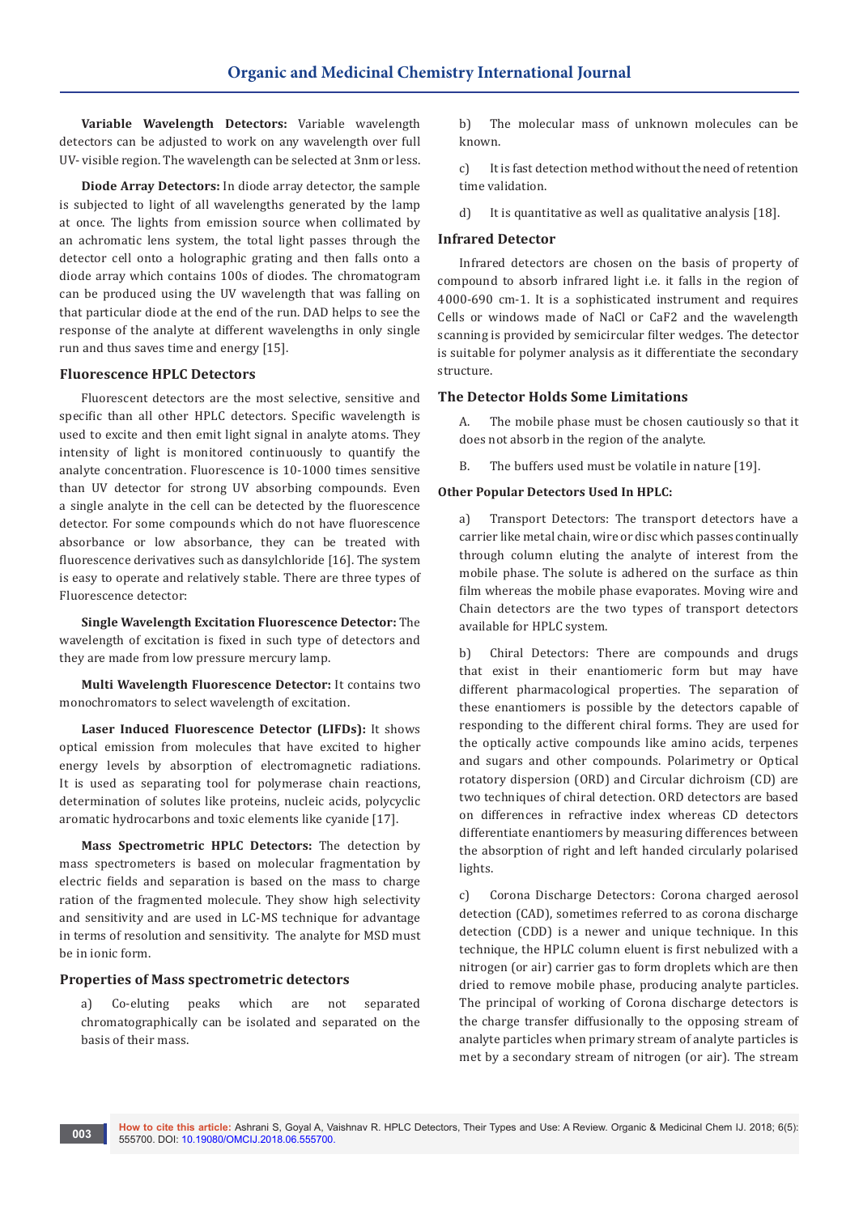**Variable Wavelength Detectors:** Variable wavelength detectors can be adjusted to work on any wavelength over full UV- visible region. The wavelength can be selected at 3nm or less.

**Diode Array Detectors:** In diode array detector, the sample is subjected to light of all wavelengths generated by the lamp at once. The lights from emission source when collimated by an achromatic lens system, the total light passes through the detector cell onto a holographic grating and then falls onto a diode array which contains 100s of diodes. The chromatogram can be produced using the UV wavelength that was falling on that particular diode at the end of the run. DAD helps to see the response of the analyte at different wavelengths in only single run and thus saves time and energy [15].

### Fluorescence HPLC Detectors

Fluorescent detectors are the most selective, sensitive and specific than all other HPLC detectors. Specific wavelength is used to excite and then emit light signal in analyte atoms. They intensity of light is monitored continuously to quantify the analyte concentration. Fluorescence is 10-1000 times sensitive than UV detector for strong UV absorbing compounds. Even a single analyte in the cell can be detected by the fluorescence detector. For some compounds which do not have fluorescence absorbance or low absorbance, they can be treated with fluorescence derivatives such as dansylchloride [16]. The system is easy to operate and relatively stable. There are three types of Fluorescence detector:

**Single Wavelength Excitation Fluorescence Detector:** The wavelength of excitation is fixed in such type of detectors and they are made from low pressure mercury lamp.

**Multi Wavelength Fluorescence Detector:** It contains two monochromators to select wavelength of excitation.

**Laser Induced Fluorescence Detector (LIFDs):** It shows optical emission from molecules that have excited to higher energy levels by absorption of electromagnetic radiations. It is used as separating tool for polymerase chain reactions, determination of solutes like proteins, nucleic acids, polycyclic aromatic hydrocarbons and toxic elements like cyanide [17].

**Mass Spectrometric HPLC Detectors:** The detection by mass spectrometers is based on molecular fragmentation by electric fields and separation is based on the mass to charge ration of the fragmented molecule. They show high selectivity and sensitivity and are used in LC-MS technique for advantage in terms of resolution and sensitivity. The analyte for MSD must be in ionic form.

### Properties of Mass spectrometric detectors

a) Co-eluting peaks which are not separated chromatographically can be isolated and separated on the basis of their mass.

b) The molecular mass of unknown molecules can be known.

c) It is fast detection method without the need of retention time validation.

d) It is quantitative as well as qualitative analysis [18].

### Infrared Detector

Infrared detectors are chosen on the basis of property of compound to absorb infrared light i.e. it falls in the region of 4000-690 cm-1. It is a sophisticated instrument and requires Cells or windows made of NaCl or $CaF_2$ and the wavelength scanning is provided by semicircular filter wedges. The detector is suitable for polymer analysis as it differentiate the secondary structure.

### The Detector Holds Some Limitations

A. The mobile phase must be chosen cautiously so that it does not absorb in the region of the analyte.

B. The buffers used must be volatile in nature [19].

### Other Popular Detectors Used In HPLC:

a) Transport Detectors: The transport detectors have a carrier like metal chain, wire or disc which passes continually through column eluting the analyte of interest from the mobile phase. The solute is adhered on the surface as thin film whereas the mobile phase evaporates. Moving wire and Chain detectors are the two types of transport detectors available for HPLC system.

b) Chiral Detectors: There are compounds and drugs that exist in their enantiomeric form but may have different pharmacological properties. The separation of these enantiomers is possible by the detectors capable of responding to the different chiral forms. They are used for the optically active compounds like amino acids, terpenes and sugars and other compounds. Polarimetry or Optical rotatory dispersion (ORD) and Circular dichroism (CD) are two techniques of chiral detection. ORD detectors are based on differences in refractive index whereas CD detectors differentiate enantiomers by measuring differences between the absorption of right and left handed circularly polarised lights.

c) Corona Discharge Detectors: Corona charged aerosol detection (CAD), sometimes referred to as corona discharge detection (CDD) is a newer and unique technique. In this technique, the HPLC column eluent is first nebulized with a nitrogen (or air) carrier gas to form droplets which are then dried to remove mobile phase, producing analyte particles. The principal of working of Corona discharge detectors is the charge transfer diffusionally to the opposing stream of analyte particles when primary stream of analyte particles is met by a secondary stream of nitrogen (or air). The stream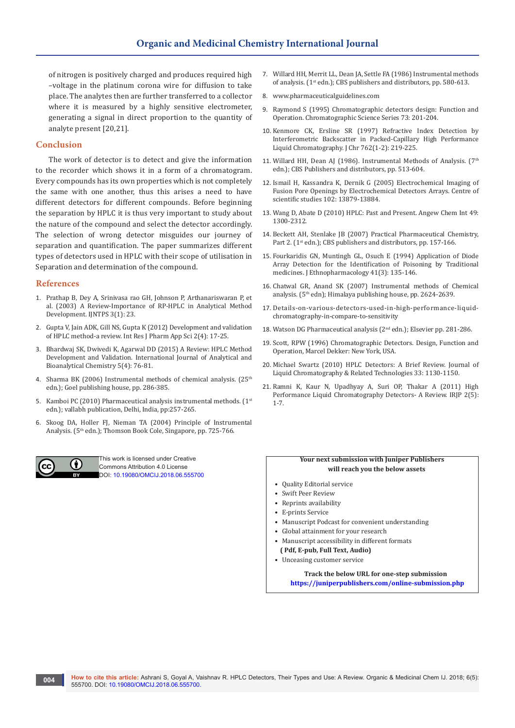of nitrogen is positively charged and produces required high –voltage in the platinum corona wire for diffusion to take place. The analytes then are further transferred to a collector where it is measured by a highly sensitive electrometer, generating a signal in direct proportion to the quantity of analyte present [20,21].

## Conclusion

The work of detector is to detect and give the information to the recorder which shows it in a form of a chromatogram. Every compounds has its own properties which is not completely the same with one another, thus this arises a need to have different detectors for different compounds. Before beginning the separation by HPLC it is thus very important to study about the nature of the compound and select the detector accordingly. The selection of wrong detector misguides our journey of separation and quantification. The paper summarizes different types of detectors used in HPLC with their scope of utilisation in Separation and determination of the compound.

## References

1. Prathap B, Dey A, Srinivasa rao GH, Johnson P, Arthanariswaran P, et al. (2003) A Review-Importance of RP-HPLC in Analytical Method Development. IJNTPS 3(1): 23.
2. Gupta V, Jain ADK, Gill NS, Gupta K (2012) Development and validation of HPLC method-a review. Int Res J Pharm App Sci 2(4): 17-25.
3. Bhardwaj SK, Dwivedi K, Agarwal DD (2015) A Review: HPLC Method Development and Validation. International Journal of Analytical and Bioanalytical Chemistry 5(4): 76-81.
4. Sharma BK (2006) Instrumental methods of chemical analysis. (25th edn.); Goel publishing house, pp. 286-385.
5. Kamboi PC (2010) Pharmaceutical analysis instrumental methods. (1st edn.); vallabh publication, Delhi, India, pp:257-265.
6. Skoog DA, Holler FJ, Nieman TA (2004) Principle of Instrumental Analysis. (5th edn.); Thomson Book Cole, Singapore, pp. 725-766.
7. Willard HH, Merrit LL, Dean JA, Settle FA (1986) Instrumental methods of analysis. (1st edn.); CBS publishers and distributors, pp. 580-613.
8. www.pharmaceuticalguidelines.com
9. Raymond S (1995) Chromatographic detectors design: Function and Operation. Chromatographic Science Series 73: 201-204.
10. Kenmore CK, Erskine SR (1997) Refractive Index Detection by Interferometric Backscatter in Packed-Capillary High Performance Liquid Chromatography. J Chr 762(1-2): 219-225.
11. Willard HH, Dean AJ (1986). Instrumental Methods of Analysis. (7th edn.); CBS Publishers and distributors, pp. 513-604.
12. Ismail H, Kassandra K, Dernik G (2005) Electrochemical Imaging of Fusion Pore Openings by Electrochemical Detectors Arrays. Centre of scientific studies 102: 13879-13884.
13. Wang D, Abate D (2010) HPLC: Past and Present. Angew Chem Int 49: 1300-2312.
14. Beckett AH, Stenlake JB (2007) Practical Pharmaceutical Chemistry, Part 2. (1st edn.); CBS publishers and distributors, pp. 157-166.
15. Fourkaridis GN, Muntingh GL, Osuch E (1994) Application of Diode Array Detection for the Identification of Poisoning by Traditional medicines. J Ethnopharmacology 41(3): 135-146.
16. Chatwal GR, Anand SK (2007) Instrumental methods of Chemical analysis. (5th edn); Himalaya publishing house, pp. 2624-2639.
17. Details-on-various-detectors-used-in-high-performance-liquid-chromatography-in-compare-to-sensitivity
18. Watson DG Pharmaceutical analysis (2nd edn.); Elsevier pp. 281-286.
19. Scott, RPW (1996) Chromatographic Detectors. Design, Function and Operation, Marcel Dekker: New York, USA.
20. Michael Swartz (2010) HPLC Detectors: A Brief Review. Journal of Liquid Chromatography & Related Technologies 33: 1130-1150.
21. Ramni K, Kaur N, Upadhyay A, Suri OP, Thakar A (2011) High Performance Liquid Chromatography Detectors- A Review. IRJP 2(5): 1-7.

This work is licensed under Creative Commons Attribution 4.0 License
DOI: 10.19080/OMCIJ.2018.06.555700

**Your next submission with Juniper Publishers will reach you the below assets**

- Quality Editorial service
- Swift Peer Review
- Reprints availability
- E-prints Service
- Manuscript Podcast for convenient understanding
- Global attainment for your research
- Manuscript accessibility in different formats
  **( Pdf, E-pub, Full Text, Audio)**
- Unceasing customer service

**Track the below URL for one-step submission**
**https://juniperpublishers.com/online-submission.php**

**How to cite this article:** Ashrani S, Goyal A, Vaishnav R. HPLC Detectors, Their Types and Use: A Review. Organic & Medicinal Chem IJ. 2018; 6(5): 555700. DOI: 10.19080/OMCIJ.2018.06.555700.